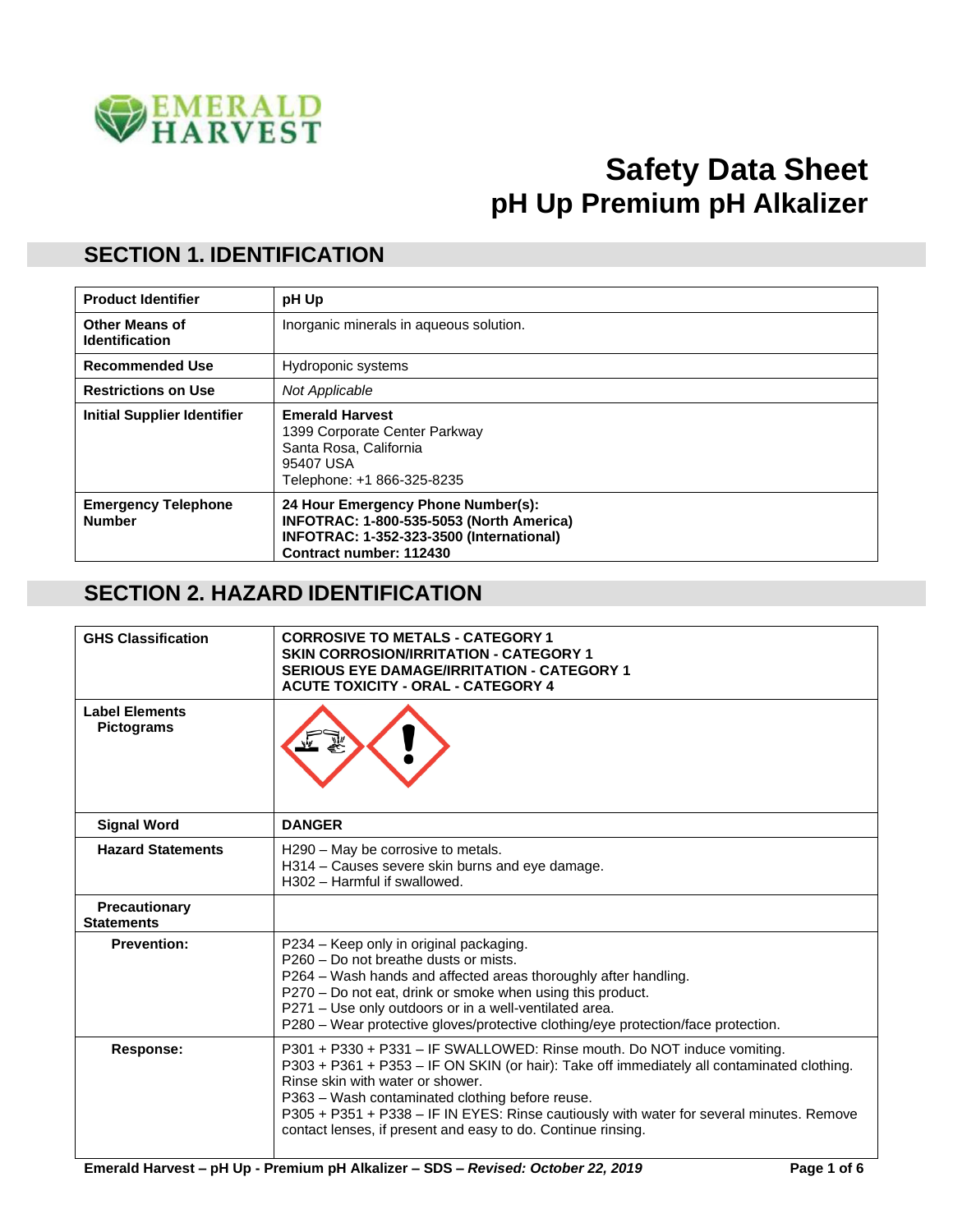EMERALD HARVEST

# Safety Data Sheet
# pH Up Premium pH Alkalizer

## SECTION 1. IDENTIFICATION

| | |
|---|---|
| **Product Identifier** | **pH Up** |
| **Other Means of Identification** | Inorganic minerals in aqueous solution. |
| **Recommended Use** | Hydroponic systems |
| **Restrictions on Use** | *Not Applicable* |
| **Initial Supplier Identifier** | **Emerald Harvest**<br>1399 Corporate Center Parkway<br>Santa Rosa, California<br>95407 USA<br>Telephone: +1 866-325-8235 |
| **Emergency Telephone Number** | **24 Hour Emergency Phone Number(s):**<br>**INFOTRAC: 1-800-535-5053 (North America)**<br>**INFOTRAC: 1-352-323-3500 (International)**<br>**Contract number: 112430** |

## SECTION 2. HAZARD IDENTIFICATION

| | |
|---|---|
| **GHS Classification** | **CORROSIVE TO METALS - CATEGORY 1**<br>**SKIN CORROSION/IRRITATION - CATEGORY 1**<br>**SERIOUS EYE DAMAGE/IRRITATION - CATEGORY 1**<br>**ACUTE TOXICITY - ORAL - CATEGORY 4** |
| **Label Elements Pictograms** | |
| **Signal Word** | **DANGER** |
| **Hazard Statements** | H290 – May be corrosive to metals.<br>H314 – Causes severe skin burns and eye damage.<br>H302 – Harmful if swallowed. |
| **Precautionary Statements** | |
| **Prevention:** | P234 – Keep only in original packaging.<br>P260 – Do not breathe dusts or mists.<br>P264 – Wash hands and affected areas thoroughly after handling.<br>P270 – Do not eat, drink or smoke when using this product.<br>P271 – Use only outdoors or in a well-ventilated area.<br>P280 – Wear protective gloves/protective clothing/eye protection/face protection. |
| **Response:** | P301 + P330 + P331 – IF SWALLOWED: Rinse mouth. Do NOT induce vomiting.<br>P303 + P361 + P353 – IF ON SKIN (or hair): Take off immediately all contaminated clothing. Rinse skin with water or shower.<br>P363 – Wash contaminated clothing before reuse.<br>P305 + P351 + P338 – IF IN EYES: Rinse cautiously with water for several minutes. Remove contact lenses, if present and easy to do. Continue rinsing. |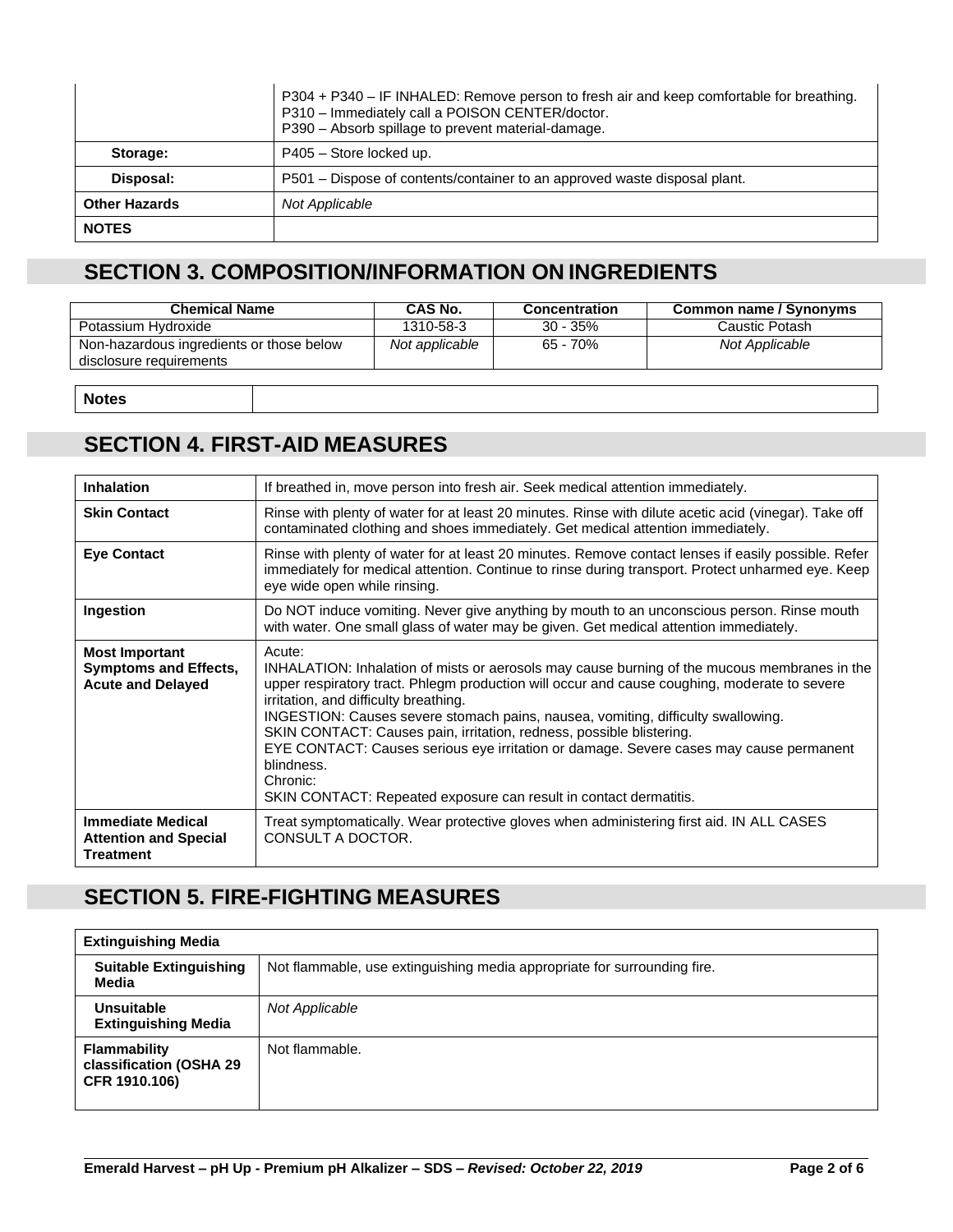| | |
|---|---|
| | P304 + P340 – IF INHALED: Remove person to fresh air and keep comfortable for breathing.<br>P310 – Immediately call a POISON CENTER/doctor.<br>P390 – Absorb spillage to prevent material-damage. |
| **Storage:** | P405 – Store locked up. |
| **Disposal:** | P501 – Dispose of contents/container to an approved waste disposal plant. |
| **Other Hazards** | *Not Applicable* |
| **NOTES** | |

## SECTION 3. COMPOSITION/INFORMATION ON INGREDIENTS

| Chemical Name | CAS No. | Concentration | Common name / Synonyms |
|---|---|---|---|
| Potassium Hydroxide | 1310-58-3 | 30 - 35% | Caustic Potash |
| Non-hazardous ingredients or those below disclosure requirements | *Not applicable* | 65 - 70% | *Not Applicable* |

| | |
|---|---|
| **Notes** | |

## SECTION 4. FIRST-AID MEASURES

| | |
|---|---|
| **Inhalation** | If breathed in, move person into fresh air. Seek medical attention immediately. |
| **Skin Contact** | Rinse with plenty of water for at least 20 minutes. Rinse with dilute acetic acid (vinegar). Take off contaminated clothing and shoes immediately. Get medical attention immediately. |
| **Eye Contact** | Rinse with plenty of water for at least 20 minutes. Remove contact lenses if easily possible. Refer immediately for medical attention. Continue to rinse during transport. Protect unharmed eye. Keep eye wide open while rinsing. |
| **Ingestion** | Do NOT induce vomiting. Never give anything by mouth to an unconscious person. Rinse mouth with water. One small glass of water may be given. Get medical attention immediately. |
| **Most Important Symptoms and Effects, Acute and Delayed** | Acute:<br>INHALATION: Inhalation of mists or aerosols may cause burning of the mucous membranes in the upper respiratory tract. Phlegm production will occur and cause coughing, moderate to severe irritation, and difficulty breathing.<br>INGESTION: Causes severe stomach pains, nausea, vomiting, difficulty swallowing.<br>SKIN CONTACT: Causes pain, irritation, redness, possible blistering.<br>EYE CONTACT: Causes serious eye irritation or damage. Severe cases may cause permanent blindness.<br>Chronic:<br>SKIN CONTACT: Repeated exposure can result in contact dermatitis. |
| **Immediate Medical Attention and Special Treatment** | Treat symptomatically. Wear protective gloves when administering first aid. IN ALL CASES CONSULT A DOCTOR. |

## SECTION 5. FIRE-FIGHTING MEASURES

| **Extinguishing Media** | |
|---|---|
| **Suitable Extinguishing Media** | Not flammable, use extinguishing media appropriate for surrounding fire. |
| **Unsuitable Extinguishing Media** | *Not Applicable* |
| **Flammability classification (OSHA 29 CFR 1910.106)** | Not flammable. |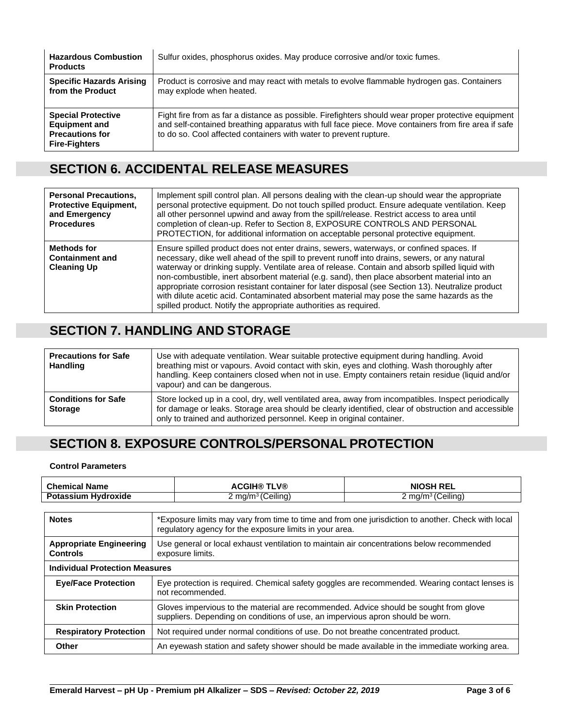| | |
|---|---|
| **Hazardous Combustion Products** | Sulfur oxides, phosphorus oxides. May produce corrosive and/or toxic fumes. |
| **Specific Hazards Arising from the Product** | Product is corrosive and may react with metals to evolve flammable hydrogen gas. Containers may explode when heated. |
| **Special Protective Equipment and Precautions for Fire-Fighters** | Fight fire from as far a distance as possible. Firefighters should wear proper protective equipment and self-contained breathing apparatus with full face piece. Move containers from fire area if safe to do so. Cool affected containers with water to prevent rupture. |

## SECTION 6. ACCIDENTAL RELEASE MEASURES

| | |
|---|---|
| **Personal Precautions, Protective Equipment, and Emergency Procedures** | Implement spill control plan. All persons dealing with the clean-up should wear the appropriate personal protective equipment. Do not touch spilled product. Ensure adequate ventilation. Keep all other personnel upwind and away from the spill/release. Restrict access to area until completion of clean-up. Refer to Section 8, EXPOSURE CONTROLS AND PERSONAL PROTECTION, for additional information on acceptable personal protective equipment. |
| **Methods for Containment and Cleaning Up** | Ensure spilled product does not enter drains, sewers, waterways, or confined spaces. If necessary, dike well ahead of the spill to prevent runoff into drains, sewers, or any natural waterway or drinking supply. Ventilate area of release. Contain and absorb spilled liquid with non-combustible, inert absorbent material (e.g. sand), then place absorbent material into an appropriate corrosion resistant container for later disposal (see Section 13). Neutralize product with dilute acetic acid. Contaminated absorbent material may pose the same hazards as the spilled product. Notify the appropriate authorities as required. |

## SECTION 7. HANDLING AND STORAGE

| | |
|---|---|
| **Precautions for Safe Handling** | Use with adequate ventilation. Wear suitable protective equipment during handling. Avoid breathing mist or vapours. Avoid contact with skin, eyes and clothing. Wash thoroughly after handling. Keep containers closed when not in use. Empty containers retain residue (liquid and/or vapour) and can be dangerous. |
| **Conditions for Safe Storage** | Store locked up in a cool, dry, well ventilated area, away from incompatibles. Inspect periodically for damage or leaks. Storage area should be clearly identified, clear of obstruction and accessible only to trained and authorized personnel. Keep in original container. |

## SECTION 8. EXPOSURE CONTROLS/PERSONAL PROTECTION

**Control Parameters**

| Chemical Name | ACGIH® TLV® | NIOSH REL |
|---|---|---|
| **Potassium Hydroxide** | 2 mg/m³ (Ceiling) | 2 mg/m³ (Ceiling) |

| | |
|---|---|
| **Notes** | *Exposure limits may vary from time to time and from one jurisdiction to another. Check with local regulatory agency for the exposure limits in your area. |
| **Appropriate Engineering Controls** | Use general or local exhaust ventilation to maintain air concentrations below recommended exposure limits. |
| **Individual Protection Measures** | |
| **Eye/Face Protection** | Eye protection is required. Chemical safety goggles are recommended. Wearing contact lenses is not recommended. |
| **Skin Protection** | Gloves impervious to the material are recommended. Advice should be sought from glove suppliers. Depending on conditions of use, an impervious apron should be worn. |
| **Respiratory Protection** | Not required under normal conditions of use. Do not breathe concentrated product. |
| **Other** | An eyewash station and safety shower should be made available in the immediate working area. |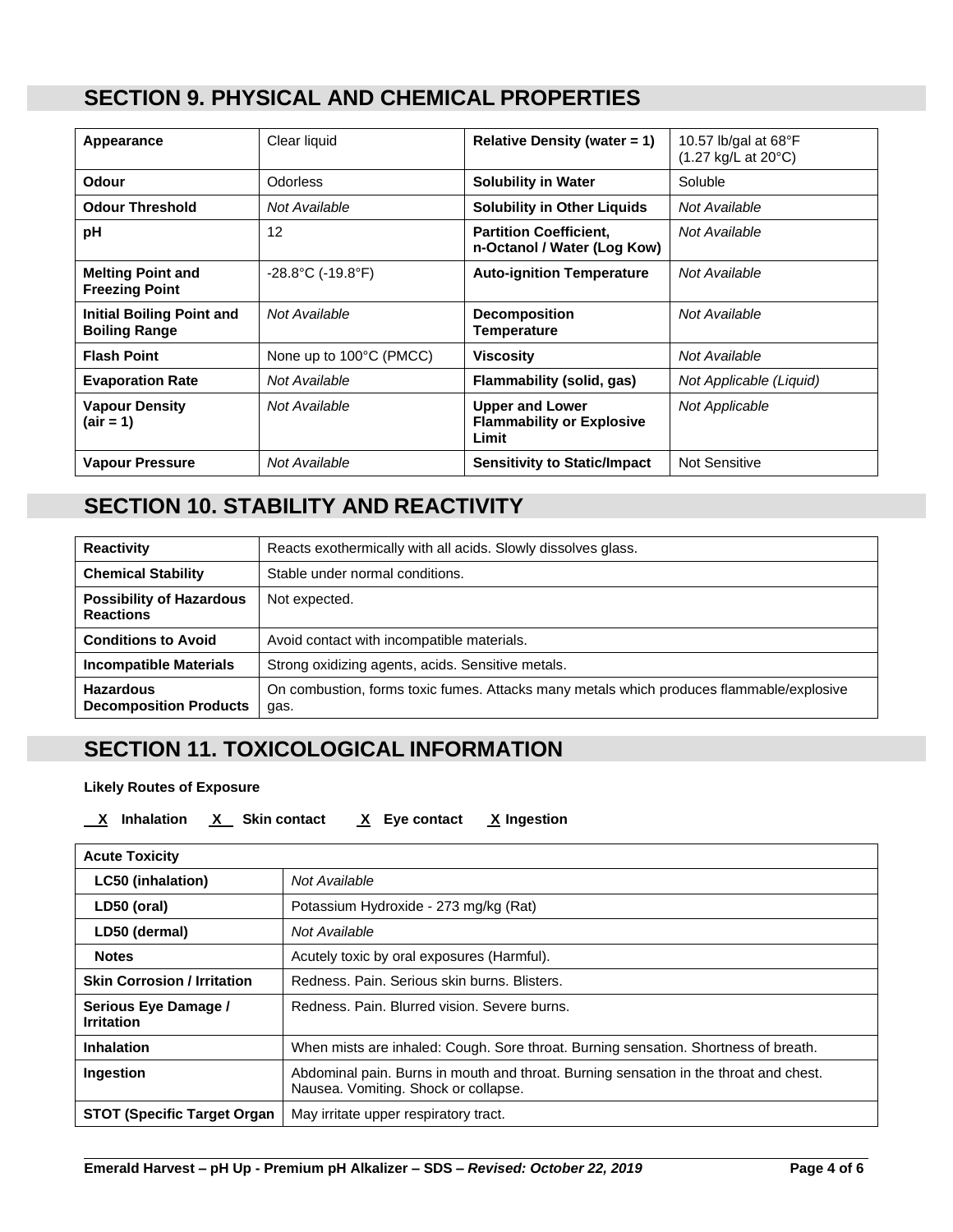## SECTION 9. PHYSICAL AND CHEMICAL PROPERTIES

| | | | |
|---|---|---|---|
| **Appearance** | Clear liquid | **Relative Density (water = 1)** | 10.57 lb/gal at 68°F (1.27 kg/L at 20°C) |
| **Odour** | Odorless | **Solubility in Water** | Soluble |
| **Odour Threshold** | *Not Available* | **Solubility in Other Liquids** | *Not Available* |
| **pH** | 12 | **Partition Coefficient, n-Octanol / Water (Log Kow)** | *Not Available* |
| **Melting Point and Freezing Point** | -28.8°C (-19.8°F) | **Auto-ignition Temperature** | *Not Available* |
| **Initial Boiling Point and Boiling Range** | *Not Available* | **Decomposition Temperature** | *Not Available* |
| **Flash Point** | None up to 100°C (PMCC) | **Viscosity** | *Not Available* |
| **Evaporation Rate** | *Not Available* | **Flammability (solid, gas)** | *Not Applicable (Liquid)* |
| **Vapour Density (air = 1)** | *Not Available* | **Upper and Lower Flammability or Explosive Limit** | *Not Applicable* |
| **Vapour Pressure** | *Not Available* | **Sensitivity to Static/Impact** | Not Sensitive |

## SECTION 10. STABILITY AND REACTIVITY

| | |
|---|---|
| **Reactivity** | Reacts exothermically with all acids. Slowly dissolves glass. |
| **Chemical Stability** | Stable under normal conditions. |
| **Possibility of Hazardous Reactions** | Not expected. |
| **Conditions to Avoid** | Avoid contact with incompatible materials. |
| **Incompatible Materials** | Strong oxidizing agents, acids. Sensitive metals. |
| **Hazardous Decomposition Products** | On combustion, forms toxic fumes. Attacks many metals which produces flammable/explosive gas. |

## SECTION 11. TOXICOLOGICAL INFORMATION

**Likely Routes of Exposure**

**X Inhalation  X Skin contact  X Eye contact  X Ingestion**

| **Acute Toxicity** | |
|---|---|
| **LC50 (inhalation)** | *Not Available* |
| **LD50 (oral)** | Potassium Hydroxide - 273 mg/kg (Rat) |
| **LD50 (dermal)** | *Not Available* |
| **Notes** | Acutely toxic by oral exposures (Harmful). |
| **Skin Corrosion / Irritation** | Redness. Pain. Serious skin burns. Blisters. |
| **Serious Eye Damage / Irritation** | Redness. Pain. Blurred vision. Severe burns. |
| **Inhalation** | When mists are inhaled: Cough. Sore throat. Burning sensation. Shortness of breath. |
| **Ingestion** | Abdominal pain. Burns in mouth and throat. Burning sensation in the throat and chest. Nausea. Vomiting. Shock or collapse. |
| **STOT (Specific Target Organ** | May irritate upper respiratory tract. |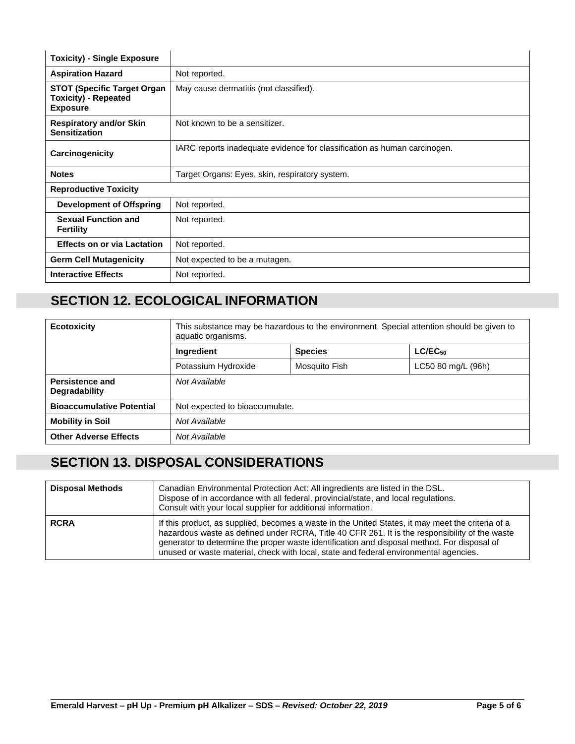| | |
|---|---|
| **Toxicity) - Single Exposure** | |
| **Aspiration Hazard** | Not reported. |
| **STOT (Specific Target Organ Toxicity) - Repeated Exposure** | May cause dermatitis (not classified). |
| **Respiratory and/or Skin Sensitization** | Not known to be a sensitizer. |
| **Carcinogenicity** | IARC reports inadequate evidence for classification as human carcinogen. |
| **Notes** | Target Organs: Eyes, skin, respiratory system. |
| **Reproductive Toxicity** | |
| **Development of Offspring** | Not reported. |
| **Sexual Function and Fertility** | Not reported. |
| **Effects on or via Lactation** | Not reported. |
| **Germ Cell Mutagenicity** | Not expected to be a mutagen. |
| **Interactive Effects** | Not reported. |

# SECTION 12. ECOLOGICAL INFORMATION

| | | | |
|---|---|---|---|
| **Ecotoxicity** | This substance may be hazardous to the environment. Special attention should be given to aquatic organisms. | | |
| | **Ingredient** | **Species** | **$LC/EC_{50}$** |
| | Potassium Hydroxide | Mosquito Fish | LC50 80 mg/L (96h) |
| **Persistence and Degradability** | *Not Available* | | |
| **Bioaccumulative Potential** | Not expected to bioaccumulate. | | |
| **Mobility in Soil** | *Not Available* | | |
| **Other Adverse Effects** | *Not Available* | | |

# SECTION 13. DISPOSAL CONSIDERATIONS

| | |
|---|---|
| **Disposal Methods** | Canadian Environmental Protection Act: All ingredients are listed in the DSL.<br>Dispose of in accordance with all federal, provincial/state, and local regulations.<br>Consult with your local supplier for additional information. |
| **RCRA** | If this product, as supplied, becomes a waste in the United States, it may meet the criteria of a hazardous waste as defined under RCRA, Title 40 CFR 261. It is the responsibility of the waste generator to determine the proper waste identification and disposal method. For disposal of unused or waste material, check with local, state and federal environmental agencies. |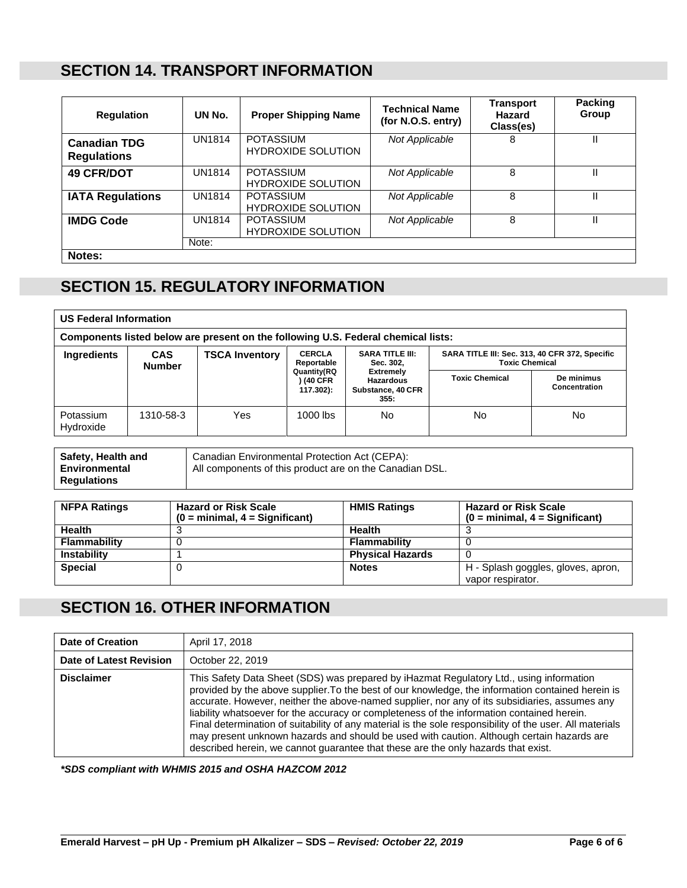## SECTION 14. TRANSPORT INFORMATION

| Regulation | UN No. | Proper Shipping Name | Technical Name (for N.O.S. entry) | Transport Hazard Class(es) | Packing Group |
|---|---|---|---|---|---|
| **Canadian TDG Regulations** | UN1814 | POTASSIUM HYDROXIDE SOLUTION | *Not Applicable* | 8 | II |
| **49 CFR/DOT** | UN1814 | POTASSIUM HYDROXIDE SOLUTION | *Not Applicable* | 8 | II |
| **IATA Regulations** | UN1814 | POTASSIUM HYDROXIDE SOLUTION | *Not Applicable* | 8 | II |
| **IMDG Code** | UN1814 | POTASSIUM HYDROXIDE SOLUTION | *Not Applicable* | 8 | II |
| | Note: | | | | |
| **Notes:** | | | | | |

## SECTION 15. REGULATORY INFORMATION

**US Federal Information**

**Components listed below are present on the following U.S. Federal chemical lists:**

| Ingredients | CAS Number | TSCA Inventory | CERCLA Reportable Quantity(RQ) (40 CFR 117.302): | SARA TITLE III: Sec. 302, Extremely Hazardous Substance, 40 CFR 355: | SARA TITLE III: Sec. 313, 40 CFR 372, Specific Toxic Chemical | |
|---|---|---|---|---|---|---|
| | | | | | Toxic Chemical | De minimus Concentration |
| Potassium Hydroxide | 1310-58-3 | Yes | 1000 lbs | No | No | No |

| | |
|---|---|
| **Safety, Health and Environmental Regulations** | Canadian Environmental Protection Act (CEPA): All components of this product are on the Canadian DSL. |

| NFPA Ratings | Hazard or Risk Scale (0 = minimal, 4 = Significant) | HMIS Ratings | Hazard or Risk Scale (0 = minimal, 4 = Significant) |
|---|---|---|---|
| **Health** | 3 | **Health** | 3 |
| **Flammability** | 0 | **Flammability** | 0 |
| **Instability** | 1 | **Physical Hazards** | 0 |
| **Special** | 0 | **Notes** | H - Splash goggles, gloves, apron, vapor respirator. |

## SECTION 16. OTHER INFORMATION

| | |
|---|---|
| **Date of Creation** | April 17, 2018 |
| **Date of Latest Revision** | October 22, 2019 |
| **Disclaimer** | This Safety Data Sheet (SDS) was prepared by iHazmat Regulatory Ltd., using information provided by the above supplier.To the best of our knowledge, the information contained herein is accurate. However, neither the above-named supplier, nor any of its subsidiaries, assumes any liability whatsoever for the accuracy or completeness of the information contained herein. Final determination of suitability of any material is the sole responsibility of the user. All materials may present unknown hazards and should be used with caution. Although certain hazards are described herein, we cannot guarantee that these are the only hazards that exist. |

***SDS compliant with WHMIS 2015 and OSHA HAZCOM 2012***